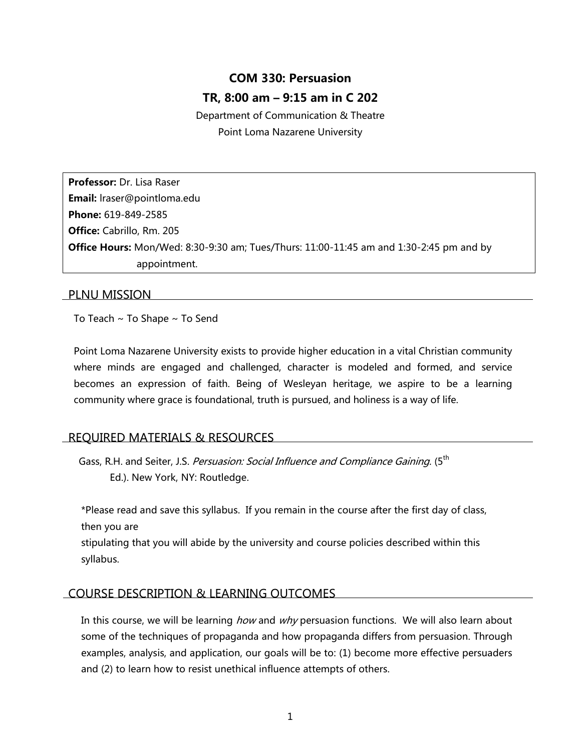# COM 330: Persuasion

## TR, 8:00 am – 9:15 am in C 202

Department of Communication & Theatre
Point Loma Nazarene University

**Professor:** Dr. Lisa Raser
**Email:** lraser@pointloma.edu
**Phone:** 619-849-2585
**Office:** Cabrillo, Rm. 205
**Office Hours:** Mon/Wed: 8:30-9:30 am; Tues/Thurs: 11:00-11:45 am and 1:30-2:45 pm and by appointment.

## PLNU MISSION

To Teach ~ To Shape ~ To Send

Point Loma Nazarene University exists to provide higher education in a vital Christian community where minds are engaged and challenged, character is modeled and formed, and service becomes an expression of faith. Being of Wesleyan heritage, we aspire to be a learning community where grace is foundational, truth is pursued, and holiness is a way of life.

## REQUIRED MATERIALS & RESOURCES

Gass, R.H. and Seiter, J.S. *Persuasion: Social Influence and Compliance Gaining*. (5th Ed.). New York, NY: Routledge.

*Please read and save this syllabus. If you remain in the course after the first day of class, then you are stipulating that you will abide by the university and course policies described within this syllabus.

## COURSE DESCRIPTION & LEARNING OUTCOMES

In this course, we will be learning *how* and *why* persuasion functions. We will also learn about some of the techniques of propaganda and how propaganda differs from persuasion. Through examples, analysis, and application, our goals will be to: (1) become more effective persuaders and (2) to learn how to resist unethical influence attempts of others.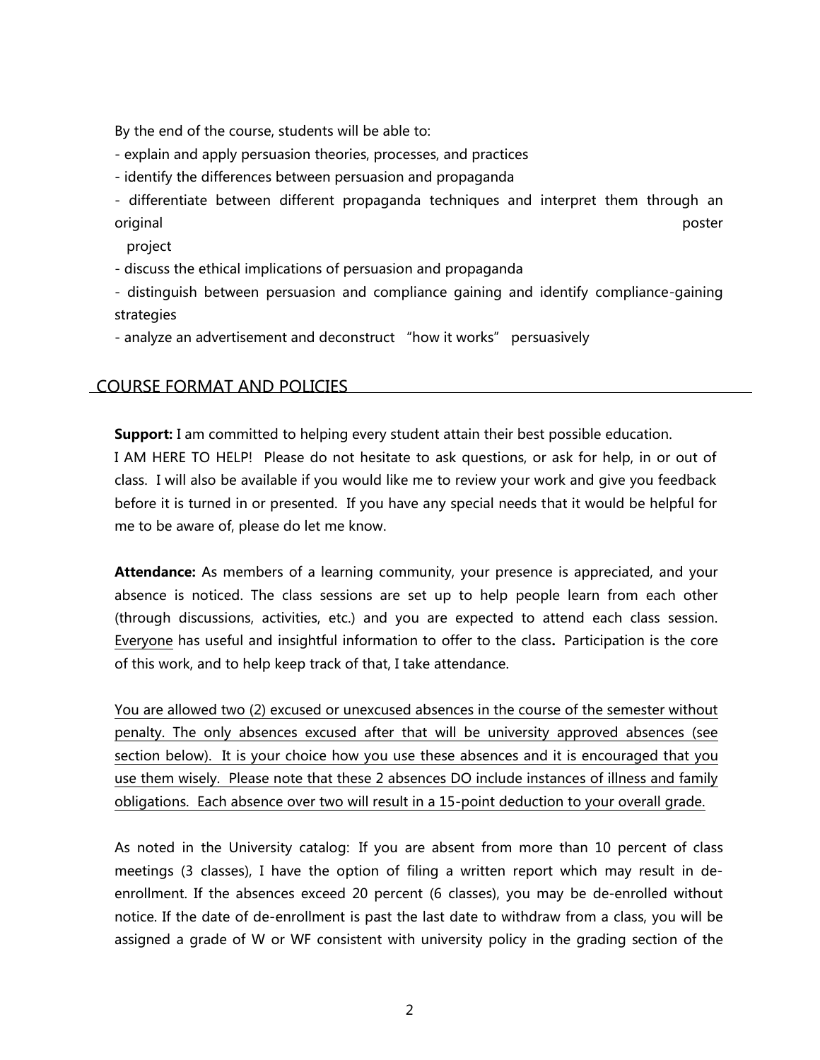By the end of the course, students will be able to:

- explain and apply persuasion theories, processes, and practices
- identify the differences between persuasion and propaganda
- differentiate between different propaganda techniques and interpret them through an original poster project
- discuss the ethical implications of persuasion and propaganda
- distinguish between persuasion and compliance gaining and identify compliance-gaining strategies
- analyze an advertisement and deconstruct "how it works" persuasively

## COURSE FORMAT AND POLICIES

**Support:** I am committed to helping every student attain their best possible education. I AM HERE TO HELP! Please do not hesitate to ask questions, or ask for help, in or out of class. I will also be available if you would like me to review your work and give you feedback before it is turned in or presented. If you have any special needs that it would be helpful for me to be aware of, please do let me know.

**Attendance:** As members of a learning community, your presence is appreciated, and your absence is noticed. The class sessions are set up to help people learn from each other (through discussions, activities, etc.) and you are expected to attend each class session. <u>Everyone</u> has useful and insightful information to offer to the class**.** Participation is the core of this work, and to help keep track of that, I take attendance.

<u>You are allowed two (2) excused or unexcused absences in the course of the semester without penalty. The only absences excused after that will be university approved absences (see section below). It is your choice how you use these absences and it is encouraged that you use them wisely. Please note that these 2 absences DO include instances of illness and family obligations. Each absence over two will result in a 15-point deduction to your overall grade.</u>

As noted in the University catalog: If you are absent from more than 10 percent of class meetings (3 classes), I have the option of filing a written report which may result in de-enrollment. If the absences exceed 20 percent (6 classes), you may be de-enrolled without notice. If the date of de-enrollment is past the last date to withdraw from a class, you will be assigned a grade of W or WF consistent with university policy in the grading section of the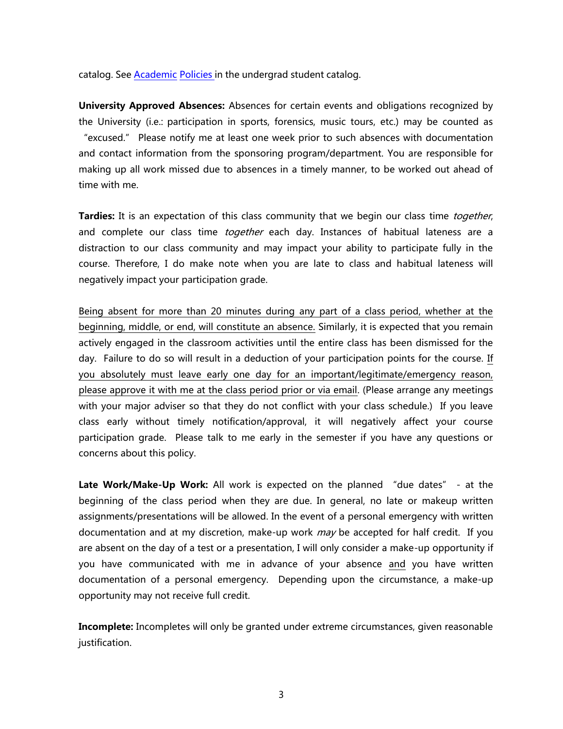catalog. See Academic Policies in the undergrad student catalog.

**University Approved Absences:** Absences for certain events and obligations recognized by the University (i.e.: participation in sports, forensics, music tours, etc.) may be counted as "excused." Please notify me at least one week prior to such absences with documentation and contact information from the sponsoring program/department. You are responsible for making up all work missed due to absences in a timely manner, to be worked out ahead of time with me.

**Tardies:** It is an expectation of this class community that we begin our class time *together*, and complete our class time *together* each day. Instances of habitual lateness are a distraction to our class community and may impact your ability to participate fully in the course. Therefore, I do make note when you are late to class and habitual lateness will negatively impact your participation grade.

Being absent for more than 20 minutes during any part of a class period, whether at the beginning, middle, or end, will constitute an absence. Similarly, it is expected that you remain actively engaged in the classroom activities until the entire class has been dismissed for the day. Failure to do so will result in a deduction of your participation points for the course. If you absolutely must leave early one day for an important/legitimate/emergency reason, please approve it with me at the class period prior or via email. (Please arrange any meetings with your major adviser so that they do not conflict with your class schedule.) If you leave class early without timely notification/approval, it will negatively affect your course participation grade. Please talk to me early in the semester if you have any questions or concerns about this policy.

**Late Work/Make-Up Work:** All work is expected on the planned "due dates" - at the beginning of the class period when they are due. In general, no late or makeup written assignments/presentations will be allowed. In the event of a personal emergency with written documentation and at my discretion, make-up work *may* be accepted for half credit. If you are absent on the day of a test or a presentation, I will only consider a make-up opportunity if you have communicated with me in advance of your absence and you have written documentation of a personal emergency. Depending upon the circumstance, a make-up opportunity may not receive full credit.

**Incomplete:** Incompletes will only be granted under extreme circumstances, given reasonable justification.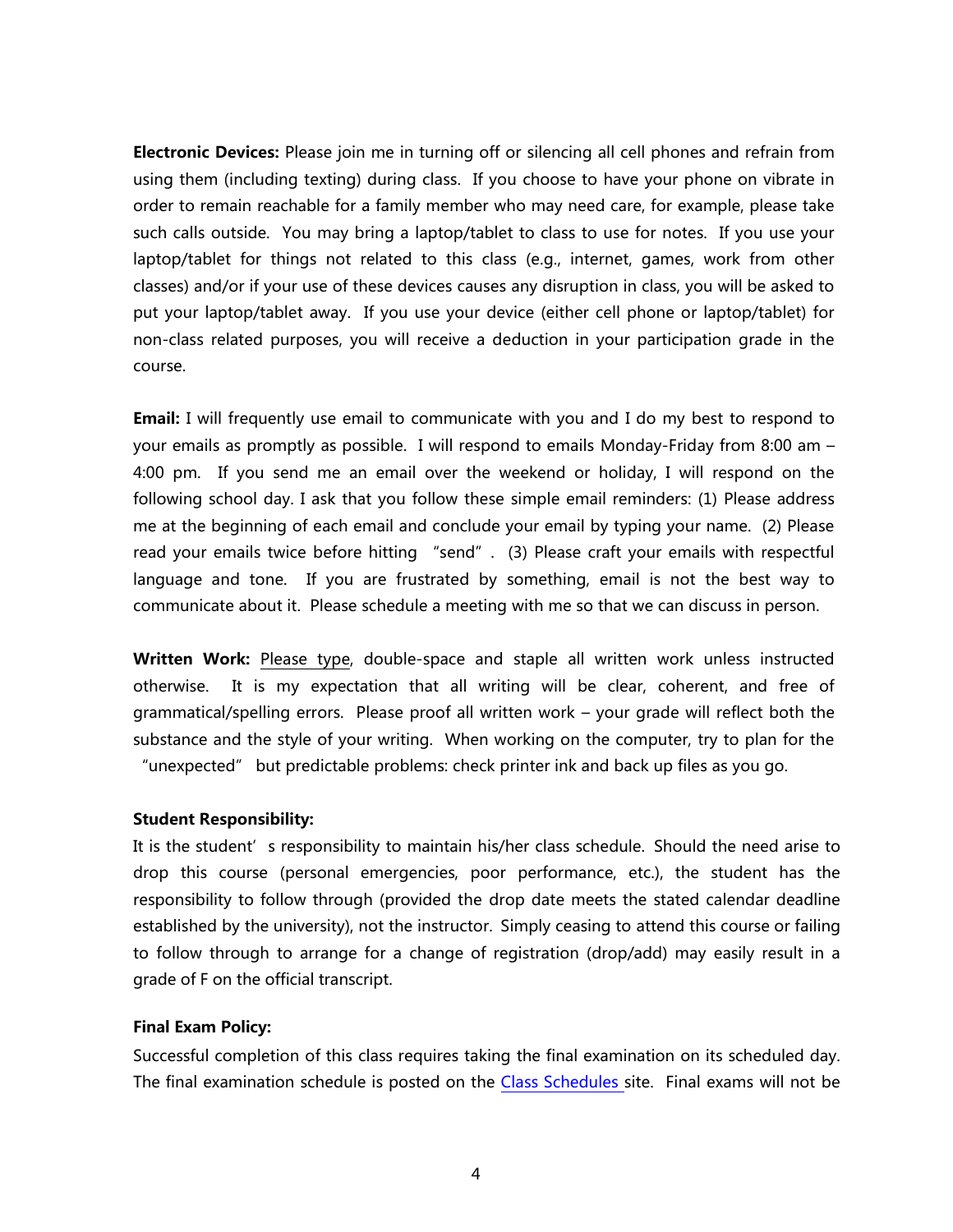**Electronic Devices:** Please join me in turning off or silencing all cell phones and refrain from using them (including texting) during class. If you choose to have your phone on vibrate in order to remain reachable for a family member who may need care, for example, please take such calls outside. You may bring a laptop/tablet to class to use for notes. If you use your laptop/tablet for things not related to this class (e.g., internet, games, work from other classes) and/or if your use of these devices causes any disruption in class, you will be asked to put your laptop/tablet away. If you use your device (either cell phone or laptop/tablet) for non-class related purposes, you will receive a deduction in your participation grade in the course.

**Email:** I will frequently use email to communicate with you and I do my best to respond to your emails as promptly as possible. I will respond to emails Monday-Friday from 8:00 am – 4:00 pm. If you send me an email over the weekend or holiday, I will respond on the following school day. I ask that you follow these simple email reminders: (1) Please address me at the beginning of each email and conclude your email by typing your name. (2) Please read your emails twice before hitting "send". (3) Please craft your emails with respectful language and tone. If you are frustrated by something, email is not the best way to communicate about it. Please schedule a meeting with me so that we can discuss in person.

**Written Work:** Please type, double-space and staple all written work unless instructed otherwise. It is my expectation that all writing will be clear, coherent, and free of grammatical/spelling errors. Please proof all written work – your grade will reflect both the substance and the style of your writing. When working on the computer, try to plan for the "unexpected" but predictable problems: check printer ink and back up files as you go.

**Student Responsibility:**

It is the student's responsibility to maintain his/her class schedule. Should the need arise to drop this course (personal emergencies, poor performance, etc.), the student has the responsibility to follow through (provided the drop date meets the stated calendar deadline established by the university), not the instructor. Simply ceasing to attend this course or failing to follow through to arrange for a change of registration (drop/add) may easily result in a grade of F on the official transcript.

**Final Exam Policy:**

Successful completion of this class requires taking the final examination on its scheduled day. The final examination schedule is posted on the Class Schedules site. Final exams will not be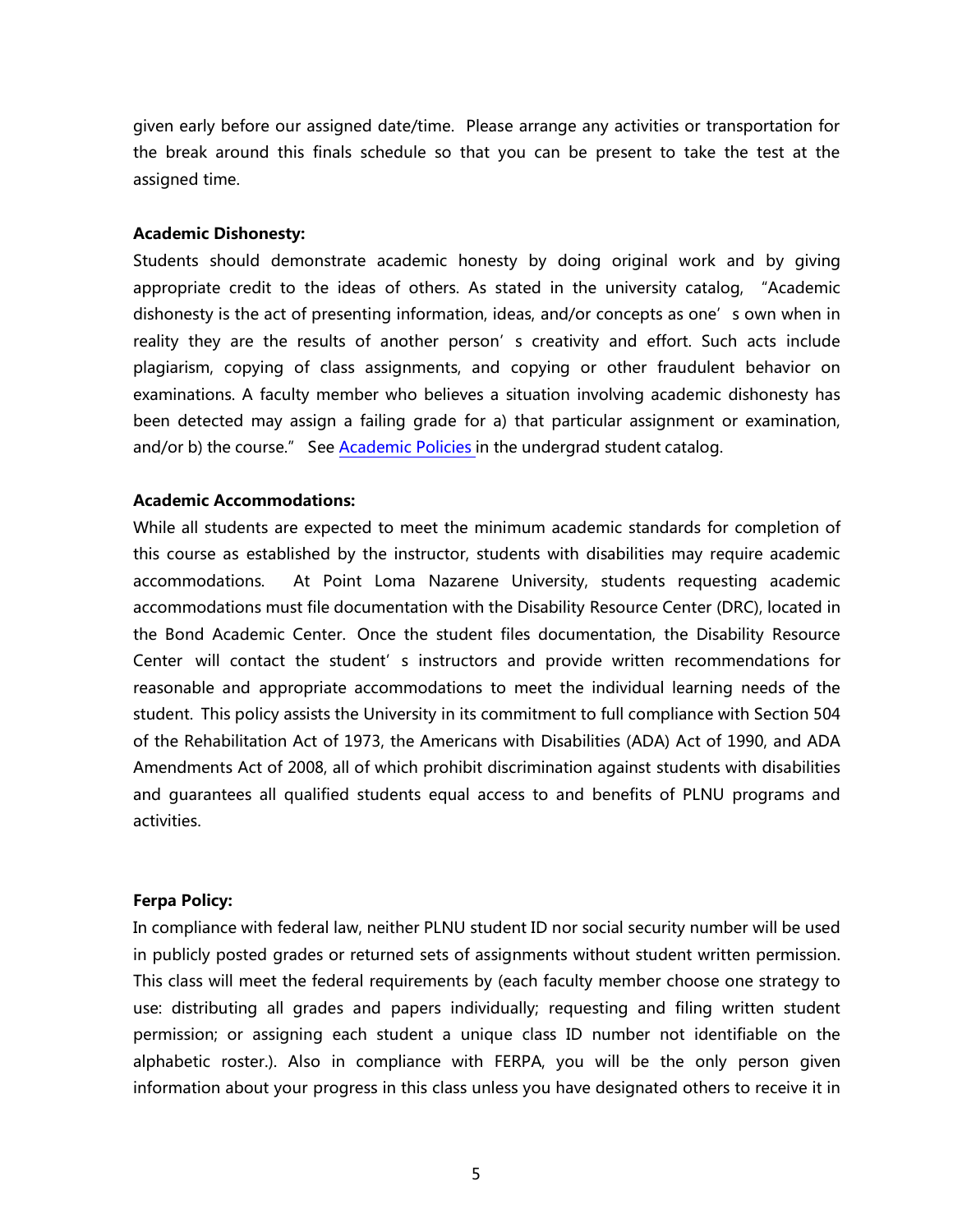given early before our assigned date/time. Please arrange any activities or transportation for the break around this finals schedule so that you can be present to take the test at the assigned time.

**Academic Dishonesty:**

Students should demonstrate academic honesty by doing original work and by giving appropriate credit to the ideas of others. As stated in the university catalog, "Academic dishonesty is the act of presenting information, ideas, and/or concepts as one's own when in reality they are the results of another person's creativity and effort. Such acts include plagiarism, copying of class assignments, and copying or other fraudulent behavior on examinations. A faculty member who believes a situation involving academic dishonesty has been detected may assign a failing grade for a) that particular assignment or examination, and/or b) the course." See Academic Policies in the undergrad student catalog.

**Academic Accommodations:**

While all students are expected to meet the minimum academic standards for completion of this course as established by the instructor, students with disabilities may require academic accommodations. At Point Loma Nazarene University, students requesting academic accommodations must file documentation with the Disability Resource Center (DRC), located in the Bond Academic Center. Once the student files documentation, the Disability Resource Center will contact the student's instructors and provide written recommendations for reasonable and appropriate accommodations to meet the individual learning needs of the student. This policy assists the University in its commitment to full compliance with Section 504 of the Rehabilitation Act of 1973, the Americans with Disabilities (ADA) Act of 1990, and ADA Amendments Act of 2008, all of which prohibit discrimination against students with disabilities and guarantees all qualified students equal access to and benefits of PLNU programs and activities.

**Ferpa Policy:**

In compliance with federal law, neither PLNU student ID nor social security number will be used in publicly posted grades or returned sets of assignments without student written permission. This class will meet the federal requirements by (each faculty member choose one strategy to use: distributing all grades and papers individually; requesting and filing written student permission; or assigning each student a unique class ID number not identifiable on the alphabetic roster.). Also in compliance with FERPA, you will be the only person given information about your progress in this class unless you have designated others to receive it in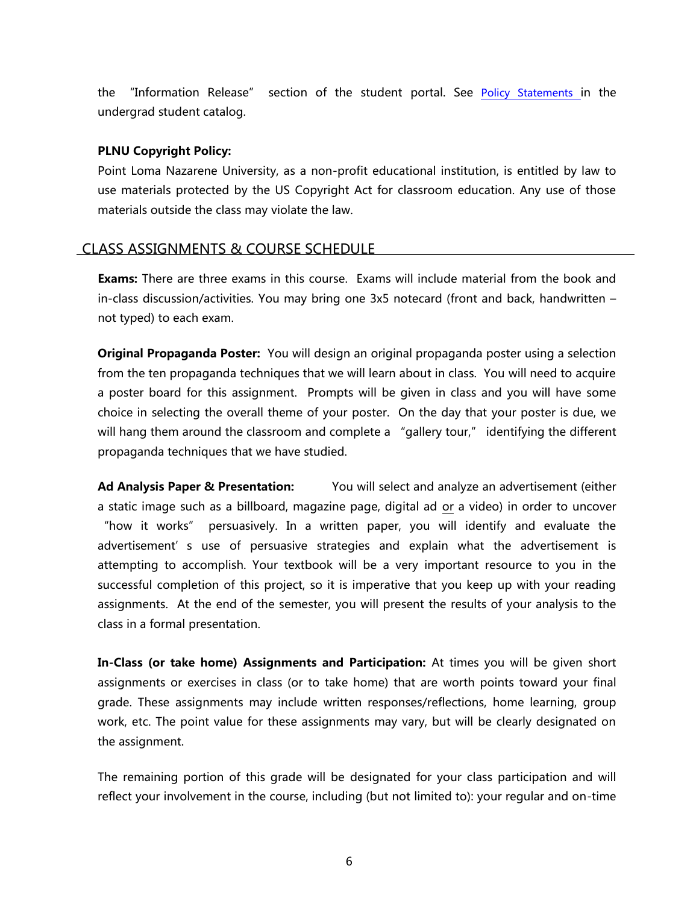the "Information Release" section of the student portal. See [Policy Statements](#) in the undergrad student catalog.

**PLNU Copyright Policy:**

Point Loma Nazarene University, as a non-profit educational institution, is entitled by law to use materials protected by the US Copyright Act for classroom education. Any use of those materials outside the class may violate the law.

## CLASS ASSIGNMENTS & COURSE SCHEDULE

**Exams:** There are three exams in this course. Exams will include material from the book and in-class discussion/activities. You may bring one 3x5 notecard (front and back, handwritten – not typed) to each exam.

**Original Propaganda Poster:** You will design an original propaganda poster using a selection from the ten propaganda techniques that we will learn about in class. You will need to acquire a poster board for this assignment. Prompts will be given in class and you will have some choice in selecting the overall theme of your poster. On the day that your poster is due, we will hang them around the classroom and complete a "gallery tour," identifying the different propaganda techniques that we have studied.

**Ad Analysis Paper & Presentation:** You will select and analyze an advertisement (either a static image such as a billboard, magazine page, digital ad <u>or</u> a video) in order to uncover "how it works" persuasively. In a written paper, you will identify and evaluate the advertisement's use of persuasive strategies and explain what the advertisement is attempting to accomplish. Your textbook will be a very important resource to you in the successful completion of this project, so it is imperative that you keep up with your reading assignments. At the end of the semester, you will present the results of your analysis to the class in a formal presentation.

**In-Class (or take home) Assignments and Participation:** At times you will be given short assignments or exercises in class (or to take home) that are worth points toward your final grade. These assignments may include written responses/reflections, home learning, group work, etc. The point value for these assignments may vary, but will be clearly designated on the assignment.

The remaining portion of this grade will be designated for your class participation and will reflect your involvement in the course, including (but not limited to): your regular and on-time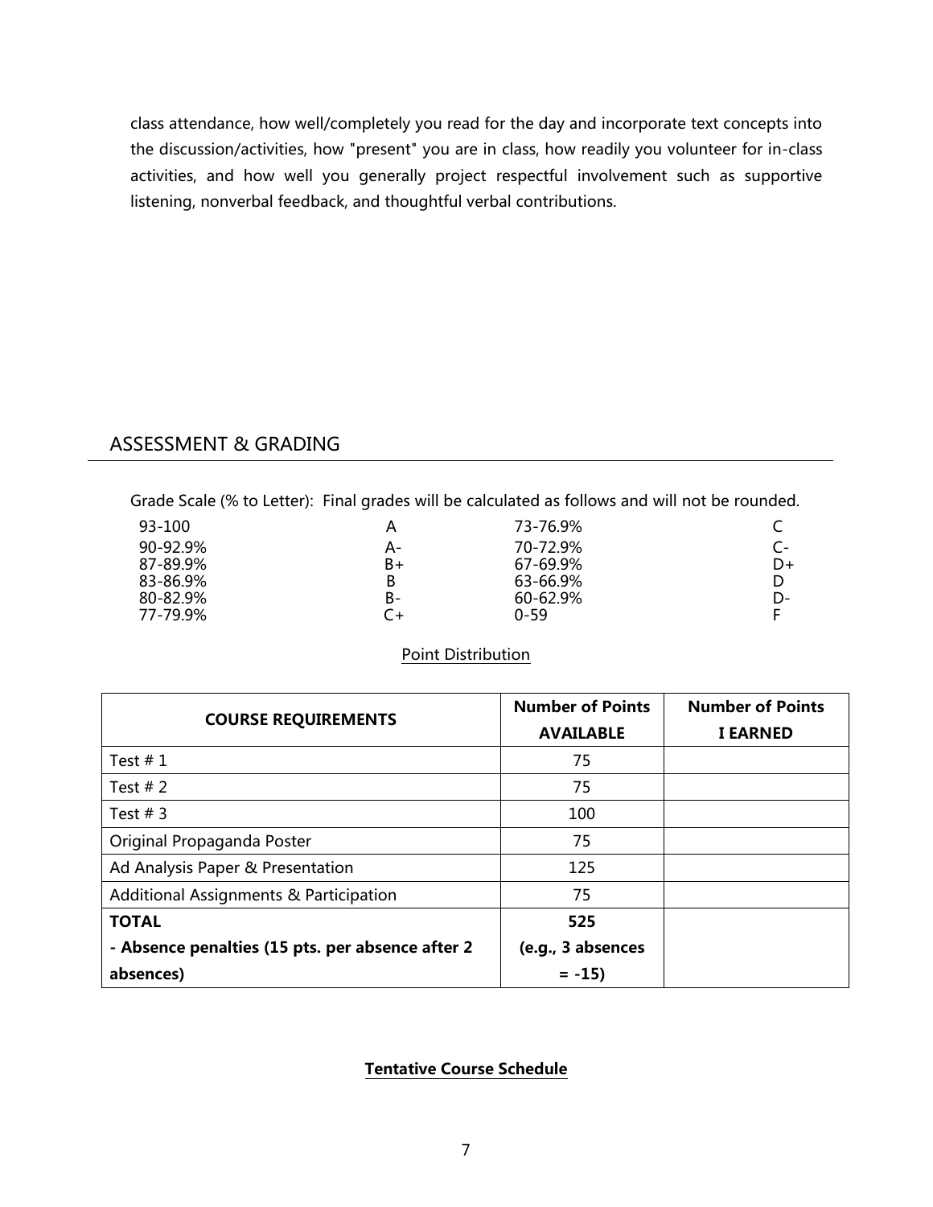class attendance, how well/completely you read for the day and incorporate text concepts into the discussion/activities, how "present" you are in class, how readily you volunteer for in-class activities, and how well you generally project respectful involvement such as supportive listening, nonverbal feedback, and thoughtful verbal contributions.

## ASSESSMENT & GRADING

Grade Scale (% to Letter): Final grades will be calculated as follows and will not be rounded.

| | | | |
|---|---|---|---|
| 93-100 | A | 73-76.9% | C |
| 90-92.9% | A- | 70-72.9% | C- |
| 87-89.9% | B+ | 67-69.9% | D+ |
| 83-86.9% | B | 63-66.9% | D |
| 80-82.9% | B- | 60-62.9% | D- |
| 77-79.9% | C+ | 0-59 | F |

Point Distribution

| COURSE REQUIREMENTS | Number of Points AVAILABLE | Number of Points I EARNED |
|---|---|---|
| Test # 1 | 75 | |
| Test # 2 | 75 | |
| Test # 3 | 100 | |
| Original Propaganda Poster | 75 | |
| Ad Analysis Paper & Presentation | 125 | |
| Additional Assignments & Participation | 75 | |
| **TOTAL** **- Absence penalties (15 pts. per absence after 2 absences)** | **525** **(e.g., 3 absences = -15)** | |

**Tentative Course Schedule**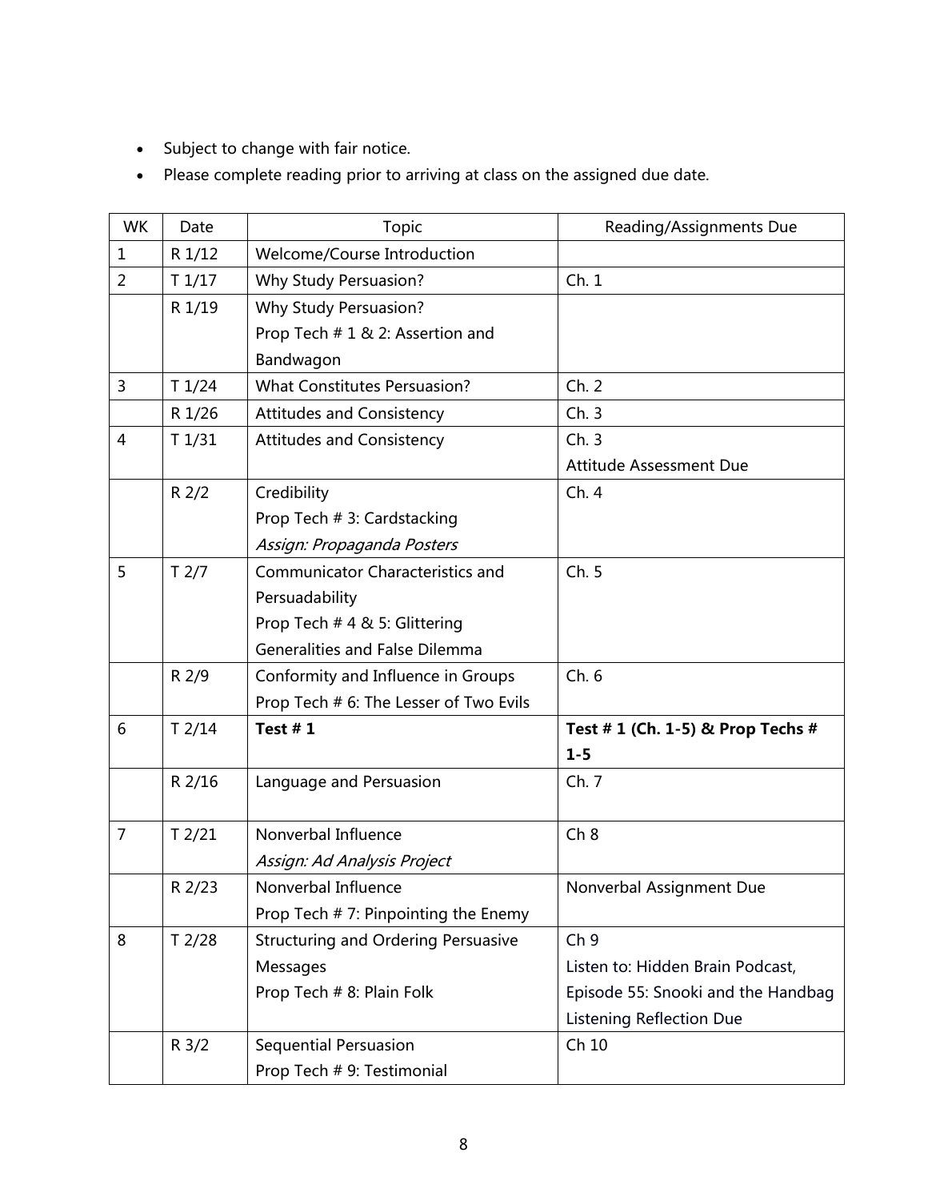- Subject to change with fair notice.
- Please complete reading prior to arriving at class on the assigned due date.

| WK | Date | Topic | Reading/Assignments Due |
|---|---|---|---|
| 1 | R 1/12 | Welcome/Course Introduction | |
| 2 | T 1/17 | Why Study Persuasion? | Ch. 1 |
| | R 1/19 | Why Study Persuasion?<br>Prop Tech # 1 & 2: Assertion and Bandwagon | |
| 3 | T 1/24 | What Constitutes Persuasion? | Ch. 2 |
| | R 1/26 | Attitudes and Consistency | Ch. 3 |
| 4 | T 1/31 | Attitudes and Consistency | Ch. 3<br>Attitude Assessment Due |
| | R 2/2 | Credibility<br>Prop Tech # 3: Cardstacking<br>*Assign: Propaganda Posters* | Ch. 4 |
| 5 | T 2/7 | Communicator Characteristics and Persuadability<br>Prop Tech # 4 & 5: Glittering Generalities and False Dilemma | Ch. 5 |
| | R 2/9 | Conformity and Influence in Groups<br>Prop Tech # 6: The Lesser of Two Evils | Ch. 6 |
| 6 | T 2/14 | **Test # 1** | **Test # 1 (Ch. 1-5) & Prop Techs # 1-5** |
| | R 2/16 | Language and Persuasion | Ch. 7 |
| 7 | T 2/21 | Nonverbal Influence<br>*Assign: Ad Analysis Project* | Ch 8 |
| | R 2/23 | Nonverbal Influence<br>Prop Tech # 7: Pinpointing the Enemy | Nonverbal Assignment Due |
| 8 | T 2/28 | Structuring and Ordering Persuasive Messages<br>Prop Tech # 8: Plain Folk | Ch 9<br>Listen to: Hidden Brain Podcast, Episode 55: Snooki and the Handbag<br>Listening Reflection Due |
| | R 3/2 | Sequential Persuasion<br>Prop Tech # 9: Testimonial | Ch 10 |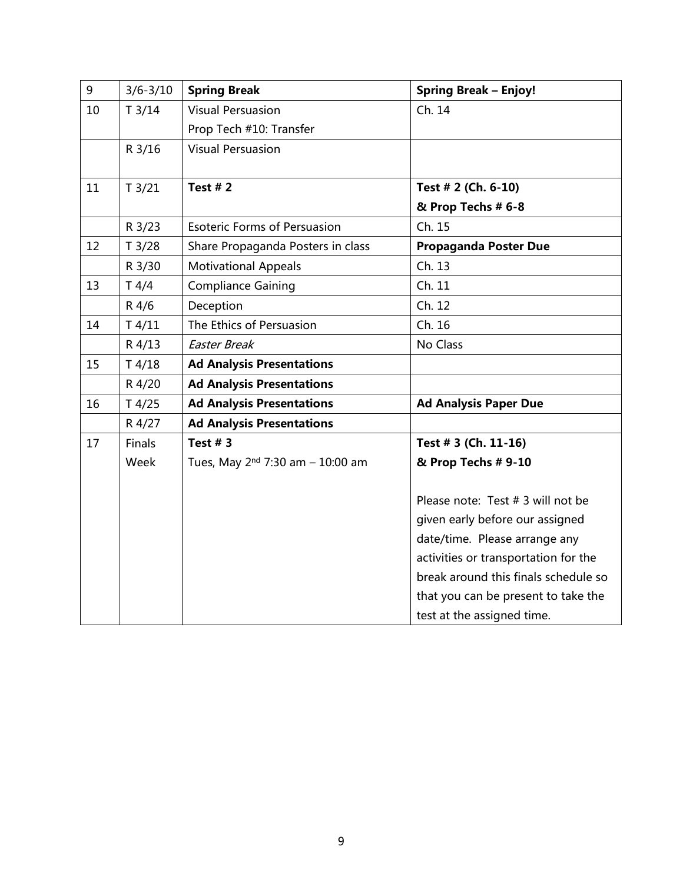| | | | |
|---|---|---|---|
| 9 | 3/6-3/10 | **Spring Break** | **Spring Break – Enjoy!** |
| 10 | T 3/14 | Visual Persuasion<br>Prop Tech #10: Transfer | Ch. 14 |
| | R 3/16 | Visual Persuasion | |
| 11 | T 3/21 | **Test # 2** | **Test # 2 (Ch. 6-10)**<br>**& Prop Techs # 6-8** |
| | R 3/23 | Esoteric Forms of Persuasion | Ch. 15 |
| 12 | T 3/28 | Share Propaganda Posters in class | **Propaganda Poster Due** |
| | R 3/30 | Motivational Appeals | Ch. 13 |
| 13 | T 4/4 | Compliance Gaining | Ch. 11 |
| | R 4/6 | Deception | Ch. 12 |
| 14 | T 4/11 | The Ethics of Persuasion | Ch. 16 |
| | R 4/13 | *Easter Break* | No Class |
| 15 | T 4/18 | **Ad Analysis Presentations** | |
| | R 4/20 | **Ad Analysis Presentations** | |
| 16 | T 4/25 | **Ad Analysis Presentations** | **Ad Analysis Paper Due** |
| | R 4/27 | **Ad Analysis Presentations** | |
| 17 | Finals Week | **Test # 3**<br>Tues, May 2nd 7:30 am – 10:00 am | **Test # 3 (Ch. 11-16)**<br>**& Prop Techs # 9-10**<br><br>Please note: Test # 3 will not be given early before our assigned date/time. Please arrange any activities or transportation for the break around this finals schedule so that you can be present to take the test at the assigned time. |